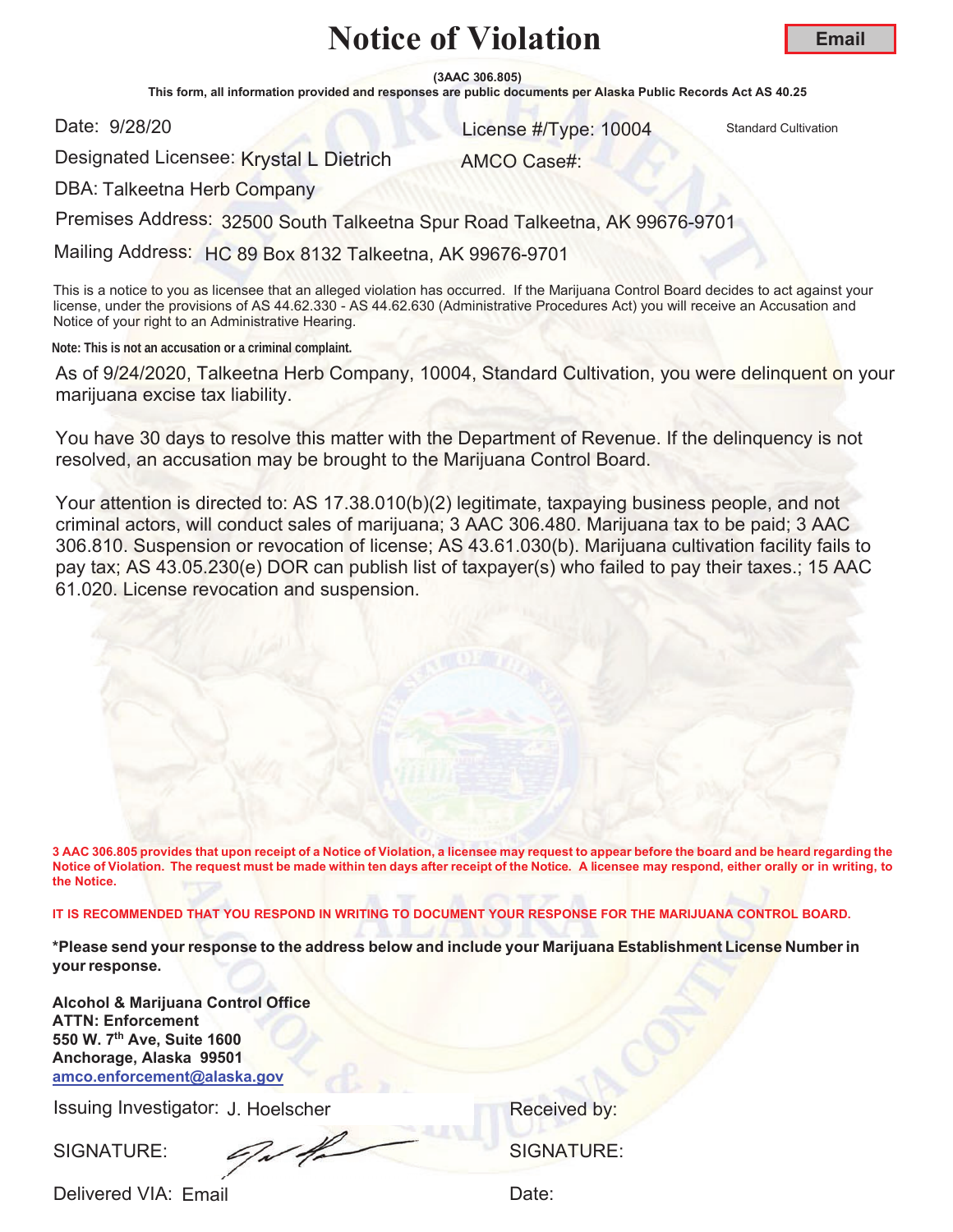# Notice of Violation

**Email**

**(3AAC 306.805)**

**This form, all information provided and responses are public documents per Alaska Public Records Act AS 40.25**

Date: 9/28/20

License #/Type: 10004 Standard Cultivation

Designated Licensee: Krystal L Dietrich

AMCO Case#:

DBA: Talkeetna Herb Company

Premises Address: 32500 South Talkeetna Spur Road Talkeetna, AK 99676-9701

Mailing Address: HC 89 Box 8132 Talkeetna, AK 99676-9701

This is a notice to you as licensee that an alleged violation has occurred. If the Marijuana Control Board decides to act against your license, under the provisions of AS 44.62.330 - AS 44.62.630 (Administrative Procedures Act) you will receive an Accusation and Notice of your right to an Administrative Hearing.

**Note: This is not an accusation or a criminal complaint.**

As of 9/24/2020, Talkeetna Herb Company, 10004, Standard Cultivation, you were delinquent on your marijuana excise tax liability.

You have 30 days to resolve this matter with the Department of Revenue. If the delinquency is not resolved, an accusation may be brought to the Marijuana Control Board.

Your attention is directed to: AS 17.38.010(b)(2) legitimate, taxpaying business people, and not criminal actors, will conduct sales of marijuana; 3 AAC 306.480. Marijuana tax to be paid; 3 AAC 306.810. Suspension or revocation of license; AS 43.61.030(b). Marijuana cultivation facility fails to pay tax; AS 43.05.230(e) DOR can publish list of taxpayer(s) who failed to pay their taxes.; 15 AAC 61.020. License revocation and suspension.

**3 AAC 306.805 provides that upon receipt of a Notice of Violation, a licensee may request to appear before the board and be heard regarding the Notice of Violation. The request must be made within ten days after receipt of the Notice. A licensee may respond, either orally or in writing, to the Notice.**

**IT IS RECOMMENDED THAT YOU RESPOND IN WRITING TO DOCUMENT YOUR RESPONSE FOR THE MARIJUANA CONTROL BOARD.**

**\*Please send your response to the address below and include your Marijuana Establishment License Number in your response.**

**Alcohol & Marijuana Control Office**
**ATTN: Enforcement**
**550 W. 7th Ave, Suite 1600**
**Anchorage, Alaska 99501**
**amco.enforcement@alaska.gov**

Issuing Investigator: J. Hoelscher

Received by:

SIGNATURE:

SIGNATURE:

Delivered VIA: Email

Date: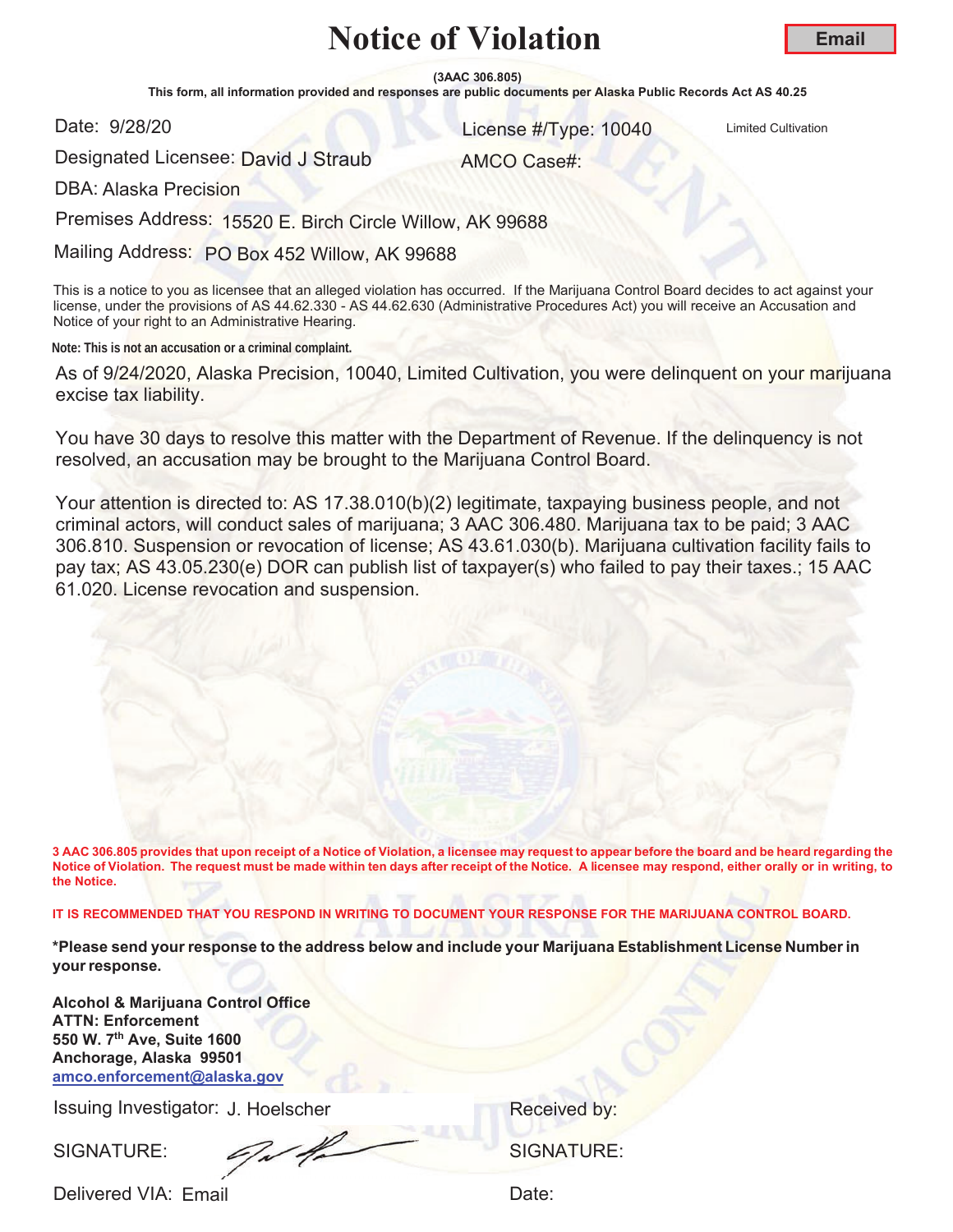# Notice of Violation

**Email**

**(3AAC 306.805)**

**This form, all information provided and responses are public documents per Alaska Public Records Act AS 40.25**

Date: 9/28/20

License #/Type: 10040 Limited Cultivation

Designated Licensee: David J Straub

AMCO Case#:

DBA: Alaska Precision

Premises Address: 15520 E. Birch Circle Willow, AK 99688

Mailing Address: PO Box 452 Willow, AK 99688

This is a notice to you as licensee that an alleged violation has occurred. If the Marijuana Control Board decides to act against your license, under the provisions of AS 44.62.330 - AS 44.62.630 (Administrative Procedures Act) you will receive an Accusation and Notice of your right to an Administrative Hearing.

**Note: This is not an accusation or a criminal complaint.**

As of 9/24/2020, Alaska Precision, 10040, Limited Cultivation, you were delinquent on your marijuana excise tax liability.

You have 30 days to resolve this matter with the Department of Revenue. If the delinquency is not resolved, an accusation may be brought to the Marijuana Control Board.

Your attention is directed to: AS 17.38.010(b)(2) legitimate, taxpaying business people, and not criminal actors, will conduct sales of marijuana; 3 AAC 306.480. Marijuana tax to be paid; 3 AAC 306.810. Suspension or revocation of license; AS 43.61.030(b). Marijuana cultivation facility fails to pay tax; AS 43.05.230(e) DOR can publish list of taxpayer(s) who failed to pay their taxes.; 15 AAC 61.020. License revocation and suspension.

**3 AAC 306.805 provides that upon receipt of a Notice of Violation, a licensee may request to appear before the board and be heard regarding the Notice of Violation. The request must be made within ten days after receipt of the Notice. A licensee may respond, either orally or in writing, to the Notice.**

**IT IS RECOMMENDED THAT YOU RESPOND IN WRITING TO DOCUMENT YOUR RESPONSE FOR THE MARIJUANA CONTROL BOARD.**

**\*Please send your response to the address below and include your Marijuana Establishment License Number in your response.**

**Alcohol & Marijuana Control Office**
**ATTN: Enforcement**
**550 W. 7th Ave, Suite 1600**
**Anchorage, Alaska 99501**
**amco.enforcement@alaska.gov**

Issuing Investigator: J. Hoelscher

Received by:

SIGNATURE:

SIGNATURE:

Delivered VIA: Email

Date: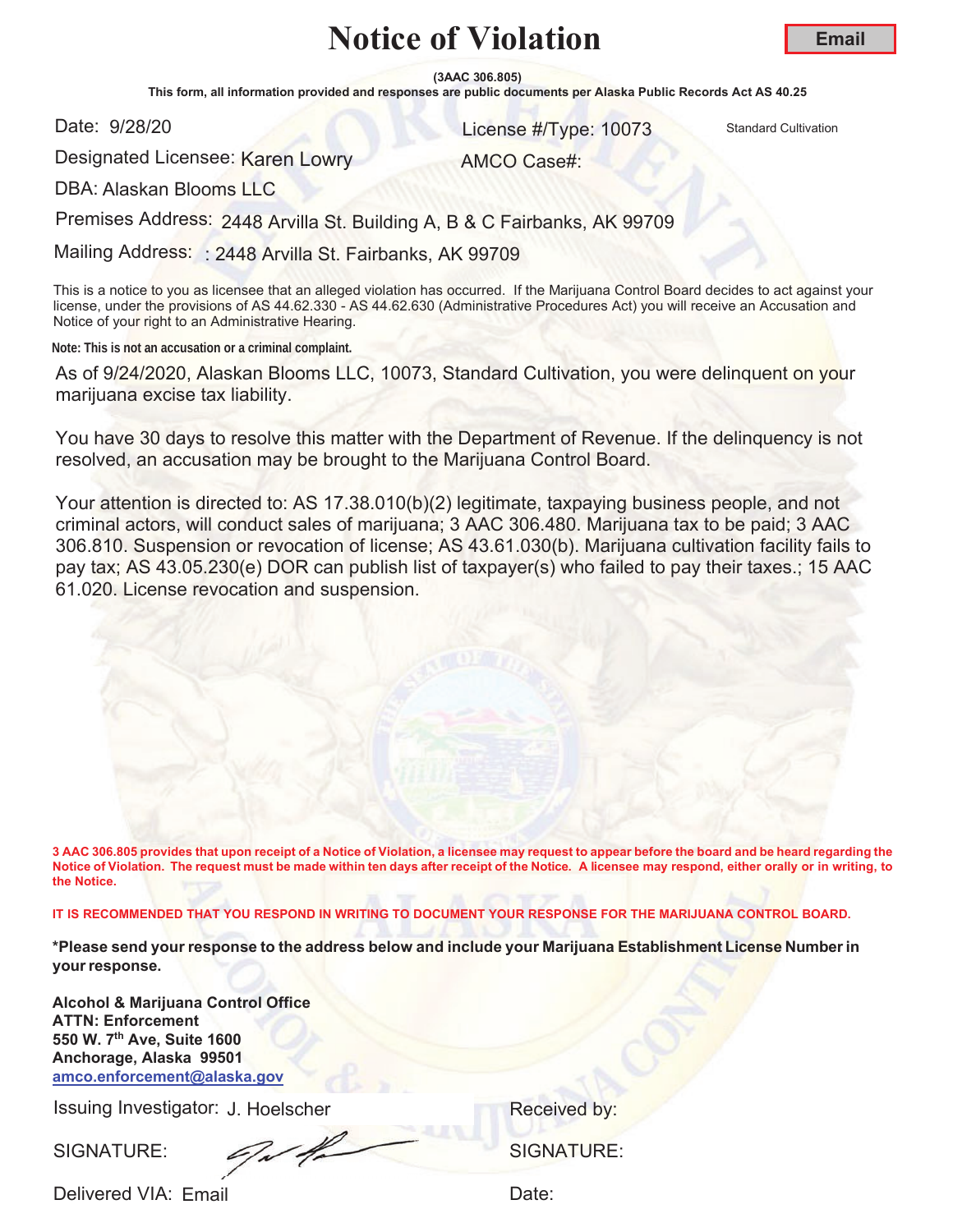# Notice of Violation

**Email**

**(3AAC 306.805)**

**This form, all information provided and responses are public documents per Alaska Public Records Act AS 40.25**

Date: 9/28/20

License #/Type: 10073 Standard Cultivation

Designated Licensee: Karen Lowry

AMCO Case#:

DBA: Alaskan Blooms LLC

Premises Address: 2448 Arvilla St. Building A, B & C Fairbanks, AK 99709

Mailing Address: : 2448 Arvilla St. Fairbanks, AK 99709

This is a notice to you as licensee that an alleged violation has occurred. If the Marijuana Control Board decides to act against your license, under the provisions of AS 44.62.330 - AS 44.62.630 (Administrative Procedures Act) you will receive an Accusation and Notice of your right to an Administrative Hearing.

**Note: This is not an accusation or a criminal complaint.**

As of 9/24/2020, Alaskan Blooms LLC, 10073, Standard Cultivation, you were delinquent on your marijuana excise tax liability.

You have 30 days to resolve this matter with the Department of Revenue. If the delinquency is not resolved, an accusation may be brought to the Marijuana Control Board.

Your attention is directed to: AS 17.38.010(b)(2) legitimate, taxpaying business people, and not criminal actors, will conduct sales of marijuana; 3 AAC 306.480. Marijuana tax to be paid; 3 AAC 306.810. Suspension or revocation of license; AS 43.61.030(b). Marijuana cultivation facility fails to pay tax; AS 43.05.230(e) DOR can publish list of taxpayer(s) who failed to pay their taxes.; 15 AAC 61.020. License revocation and suspension.

**3 AAC 306.805 provides that upon receipt of a Notice of Violation, a licensee may request to appear before the board and be heard regarding the Notice of Violation. The request must be made within ten days after receipt of the Notice. A licensee may respond, either orally or in writing, to the Notice.**

**IT IS RECOMMENDED THAT YOU RESPOND IN WRITING TO DOCUMENT YOUR RESPONSE FOR THE MARIJUANA CONTROL BOARD.**

**\*Please send your response to the address below and include your Marijuana Establishment License Number in your response.**

**Alcohol & Marijuana Control Office**
**ATTN: Enforcement**
**550 W. 7th Ave, Suite 1600**
**Anchorage, Alaska 99501**
**amco.enforcement@alaska.gov**

Issuing Investigator: J. Hoelscher

Received by:

SIGNATURE:

SIGNATURE:

Delivered VIA: Email

Date: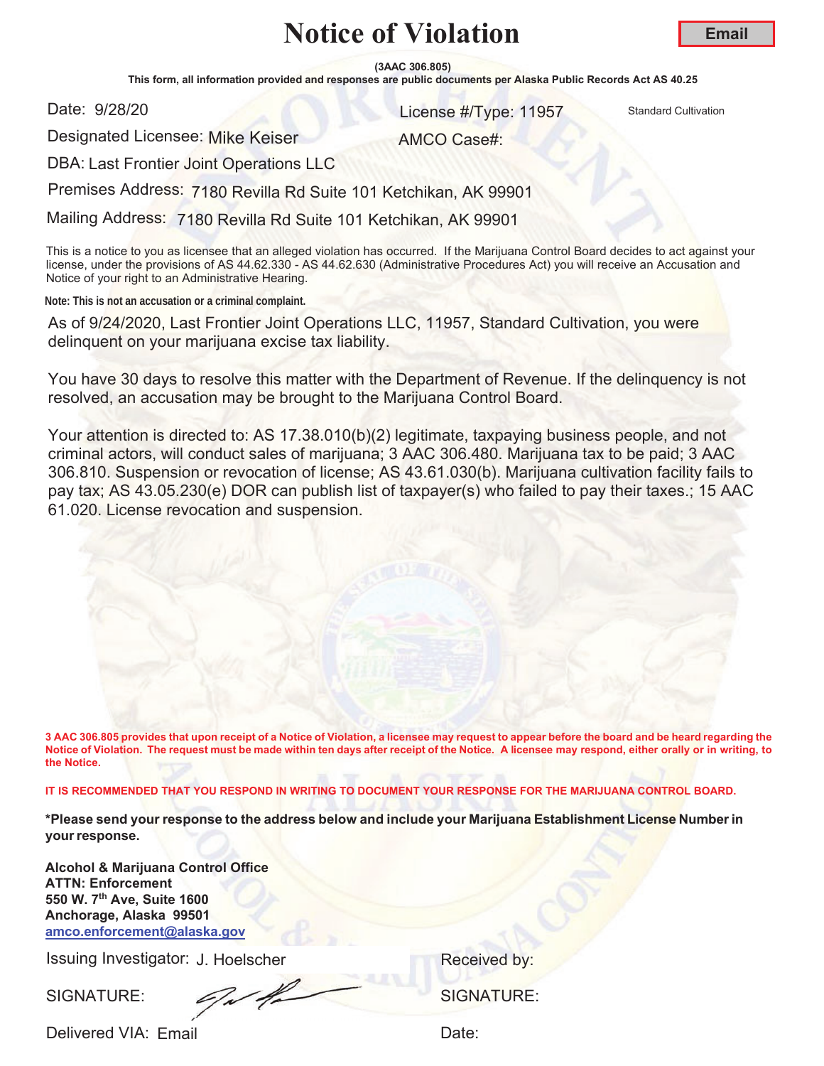# Notice of Violation

**Email**

**(3AAC 306.805)**

**This form, all information provided and responses are public documents per Alaska Public Records Act AS 40.25**

Date: 9/28/20

License #/Type: 11957 Standard Cultivation

Designated Licensee: Mike Keiser

AMCO Case#:

DBA: Last Frontier Joint Operations LLC

Premises Address: 7180 Revilla Rd Suite 101 Ketchikan, AK 99901

Mailing Address: 7180 Revilla Rd Suite 101 Ketchikan, AK 99901

This is a notice to you as licensee that an alleged violation has occurred. If the Marijuana Control Board decides to act against your license, under the provisions of AS 44.62.330 - AS 44.62.630 (Administrative Procedures Act) you will receive an Accusation and Notice of your right to an Administrative Hearing.

**Note: This is not an accusation or a criminal complaint.**

As of 9/24/2020, Last Frontier Joint Operations LLC, 11957, Standard Cultivation, you were delinquent on your marijuana excise tax liability.

You have 30 days to resolve this matter with the Department of Revenue. If the delinquency is not resolved, an accusation may be brought to the Marijuana Control Board.

Your attention is directed to: AS 17.38.010(b)(2) legitimate, taxpaying business people, and not criminal actors, will conduct sales of marijuana; 3 AAC 306.480. Marijuana tax to be paid; 3 AAC 306.810. Suspension or revocation of license; AS 43.61.030(b). Marijuana cultivation facility fails to pay tax; AS 43.05.230(e) DOR can publish list of taxpayer(s) who failed to pay their taxes.; 15 AAC 61.020. License revocation and suspension.

**3 AAC 306.805 provides that upon receipt of a Notice of Violation, a licensee may request to appear before the board and be heard regarding the Notice of Violation. The request must be made within ten days after receipt of the Notice. A licensee may respond, either orally or in writing, to the Notice.**

**IT IS RECOMMENDED THAT YOU RESPOND IN WRITING TO DOCUMENT YOUR RESPONSE FOR THE MARIJUANA CONTROL BOARD.**

**\*Please send your response to the address below and include your Marijuana Establishment License Number in your response.**

**Alcohol & Marijuana Control Office**
**ATTN: Enforcement**
**550 W. 7th Ave, Suite 1600**
**Anchorage, Alaska 99501**
**amco.enforcement@alaska.gov**

Issuing Investigator: J. Hoelscher

Received by:

SIGNATURE:

SIGNATURE:

Delivered VIA: Email

Date: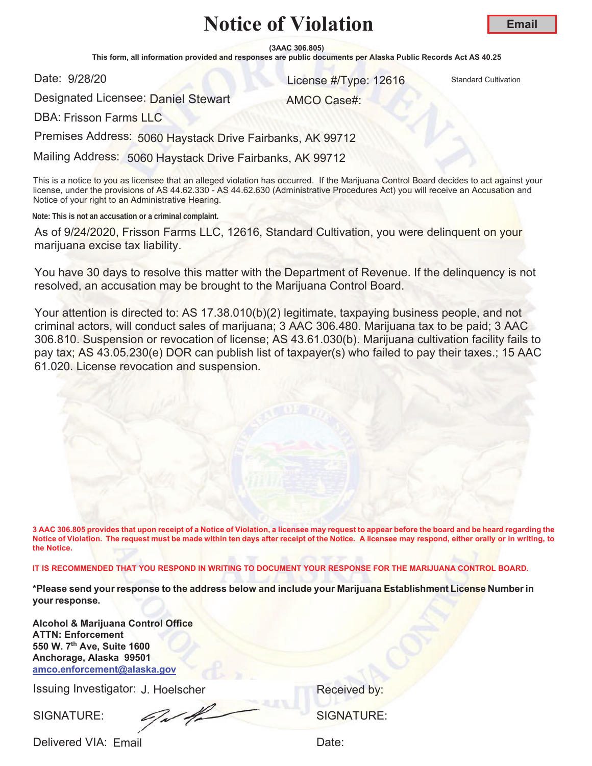# Notice of Violation

**Email**

**(3AAC 306.805)**

**This form, all information provided and responses are public documents per Alaska Public Records Act AS 40.25**

Date: 9/28/20

License #/Type: 12616 Standard Cultivation

Designated Licensee: Daniel Stewart

AMCO Case#:

DBA: Frisson Farms LLC

Premises Address: 5060 Haystack Drive Fairbanks, AK 99712

Mailing Address: 5060 Haystack Drive Fairbanks, AK 99712

This is a notice to you as licensee that an alleged violation has occurred. If the Marijuana Control Board decides to act against your license, under the provisions of AS 44.62.330 - AS 44.62.630 (Administrative Procedures Act) you will receive an Accusation and Notice of your right to an Administrative Hearing.

**Note: This is not an accusation or a criminal complaint.**

As of 9/24/2020, Frisson Farms LLC, 12616, Standard Cultivation, you were delinquent on your marijuana excise tax liability.

You have 30 days to resolve this matter with the Department of Revenue. If the delinquency is not resolved, an accusation may be brought to the Marijuana Control Board.

Your attention is directed to: AS 17.38.010(b)(2) legitimate, taxpaying business people, and not criminal actors, will conduct sales of marijuana; 3 AAC 306.480. Marijuana tax to be paid; 3 AAC 306.810. Suspension or revocation of license; AS 43.61.030(b). Marijuana cultivation facility fails to pay tax; AS 43.05.230(e) DOR can publish list of taxpayer(s) who failed to pay their taxes.; 15 AAC 61.020. License revocation and suspension.

**3 AAC 306.805 provides that upon receipt of a Notice of Violation, a licensee may request to appear before the board and be heard regarding the Notice of Violation. The request must be made within ten days after receipt of the Notice. A licensee may respond, either orally or in writing, to the Notice.**

**IT IS RECOMMENDED THAT YOU RESPOND IN WRITING TO DOCUMENT YOUR RESPONSE FOR THE MARIJUANA CONTROL BOARD.**

**\*Please send your response to the address below and include your Marijuana Establishment License Number in your response.**

**Alcohol & Marijuana Control Office**
**ATTN: Enforcement**
**550 W. 7th Ave, Suite 1600**
**Anchorage, Alaska 99501**
**amco.enforcement@alaska.gov**

Issuing Investigator: J. Hoelscher

Received by:

SIGNATURE:

SIGNATURE:

Delivered VIA: Email

Date: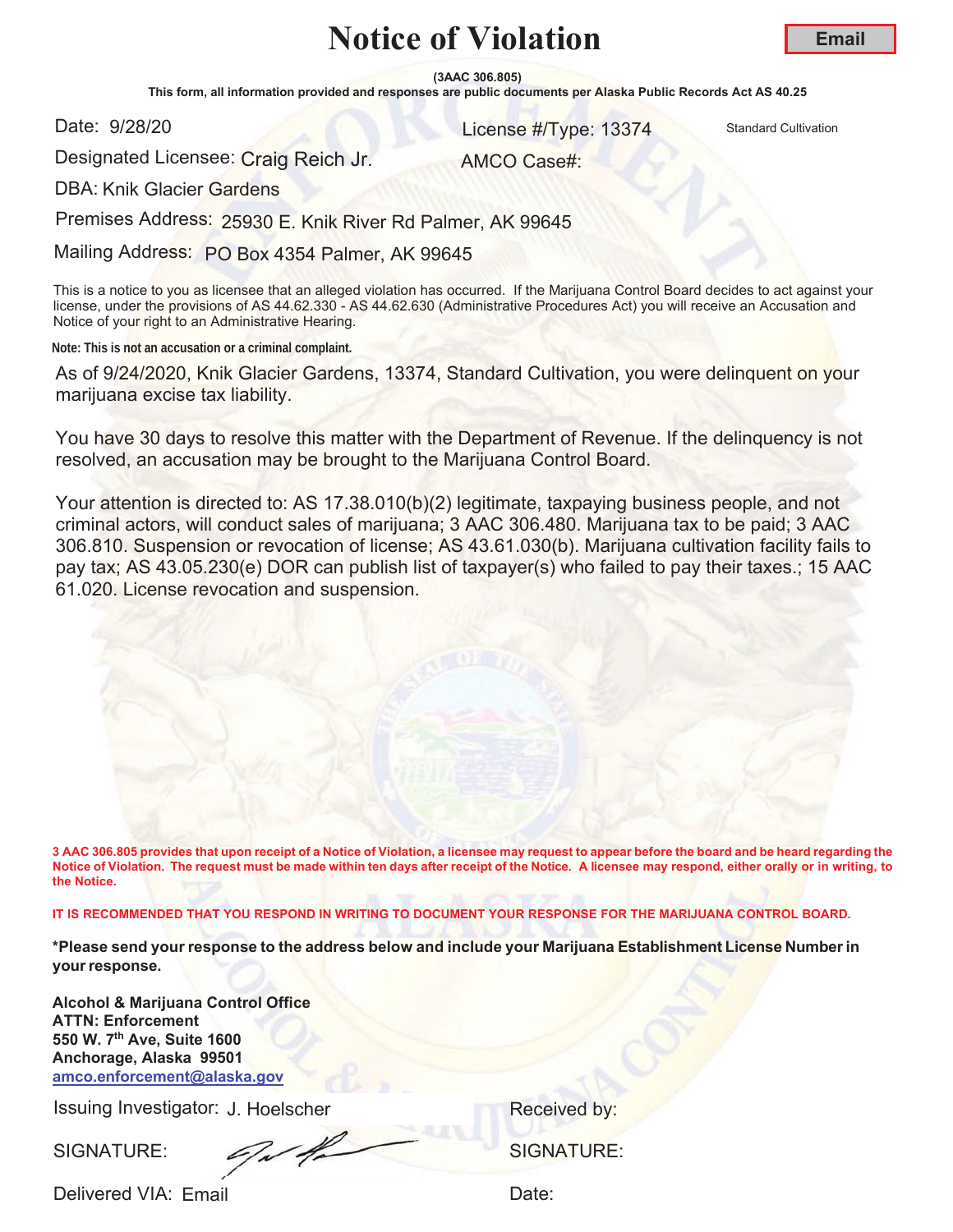# Notice of Violation

**Email**

**(3AAC 306.805)**

**This form, all information provided and responses are public documents per Alaska Public Records Act AS 40.25**

Date: 9/28/20

License #/Type: 13374 Standard Cultivation

Designated Licensee: Craig Reich Jr.

AMCO Case#:

DBA: Knik Glacier Gardens

Premises Address: 25930 E. Knik River Rd Palmer, AK 99645

Mailing Address: PO Box 4354 Palmer, AK 99645

This is a notice to you as licensee that an alleged violation has occurred. If the Marijuana Control Board decides to act against your license, under the provisions of AS 44.62.330 - AS 44.62.630 (Administrative Procedures Act) you will receive an Accusation and Notice of your right to an Administrative Hearing.

**Note: This is not an accusation or a criminal complaint.**

As of 9/24/2020, Knik Glacier Gardens, 13374, Standard Cultivation, you were delinquent on your marijuana excise tax liability.

You have 30 days to resolve this matter with the Department of Revenue. If the delinquency is not resolved, an accusation may be brought to the Marijuana Control Board.

Your attention is directed to: AS 17.38.010(b)(2) legitimate, taxpaying business people, and not criminal actors, will conduct sales of marijuana; 3 AAC 306.480. Marijuana tax to be paid; 3 AAC 306.810. Suspension or revocation of license; AS 43.61.030(b). Marijuana cultivation facility fails to pay tax; AS 43.05.230(e) DOR can publish list of taxpayer(s) who failed to pay their taxes.; 15 AAC 61.020. License revocation and suspension.

**3 AAC 306.805 provides that upon receipt of a Notice of Violation, a licensee may request to appear before the board and be heard regarding the Notice of Violation. The request must be made within ten days after receipt of the Notice. A licensee may respond, either orally or in writing, to the Notice.**

**IT IS RECOMMENDED THAT YOU RESPOND IN WRITING TO DOCUMENT YOUR RESPONSE FOR THE MARIJUANA CONTROL BOARD.**

**\*Please send your response to the address below and include your Marijuana Establishment License Number in your response.**

**Alcohol & Marijuana Control Office**
**ATTN: Enforcement**
**550 W. 7th Ave, Suite 1600**
**Anchorage, Alaska 99501**
**amco.enforcement@alaska.gov**

Issuing Investigator: J. Hoelscher

Received by:

SIGNATURE:

SIGNATURE:

Delivered VIA: Email

Date: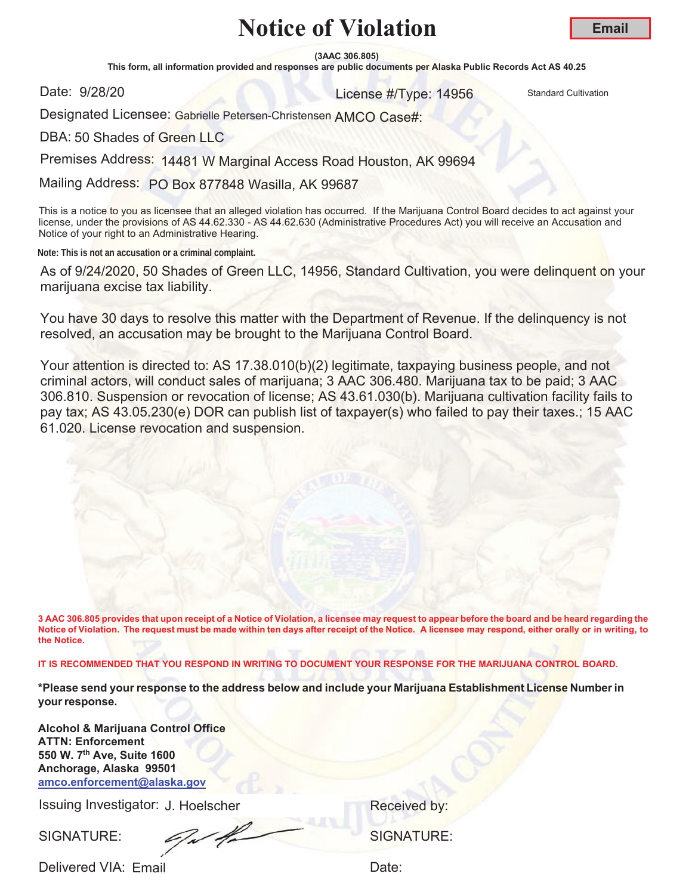# Notice of Violation

**Email**

**(3AAC 306.805)**

**This form, all information provided and responses are public documents per Alaska Public Records Act AS 40.25**

Date: 9/28/20 License #/Type: 14956 Standard Cultivation

Designated Licensee: Gabrielle Petersen-Christensen AMCO Case#:

DBA: 50 Shades of Green LLC

Premises Address: 14481 W Marginal Access Road Houston, AK 99694

Mailing Address: PO Box 877848 Wasilla, AK 99687

This is a notice to you as licensee that an alleged violation has occurred. If the Marijuana Control Board decides to act against your license, under the provisions of AS 44.62.330 - AS 44.62.630 (Administrative Procedures Act) you will receive an Accusation and Notice of your right to an Administrative Hearing.

**Note: This is not an accusation or a criminal complaint.**

As of 9/24/2020, 50 Shades of Green LLC, 14956, Standard Cultivation, you were delinquent on your marijuana excise tax liability.

You have 30 days to resolve this matter with the Department of Revenue. If the delinquency is not resolved, an accusation may be brought to the Marijuana Control Board.

Your attention is directed to: AS 17.38.010(b)(2) legitimate, taxpaying business people, and not criminal actors, will conduct sales of marijuana; 3 AAC 306.480. Marijuana tax to be paid; 3 AAC 306.810. Suspension or revocation of license; AS 43.61.030(b). Marijuana cultivation facility fails to pay tax; AS 43.05.230(e) DOR can publish list of taxpayer(s) who failed to pay their taxes.; 15 AAC 61.020. License revocation and suspension.

**3 AAC 306.805 provides that upon receipt of a Notice of Violation, a licensee may request to appear before the board and be heard regarding the Notice of Violation. The request must be made within ten days after receipt of the Notice. A licensee may respond, either orally or in writing, to the Notice.**

**IT IS RECOMMENDED THAT YOU RESPOND IN WRITING TO DOCUMENT YOUR RESPONSE FOR THE MARIJUANA CONTROL BOARD.**

**\*Please send your response to the address below and include your Marijuana Establishment License Number in your response.**

**Alcohol & Marijuana Control Office**
**ATTN: Enforcement**
**550 W. 7th Ave, Suite 1600**
**Anchorage, Alaska 99501**
**amco.enforcement@alaska.gov**

Issuing Investigator: J. Hoelscher Received by:

SIGNATURE: [signature] SIGNATURE:

Delivered VIA: Email Date: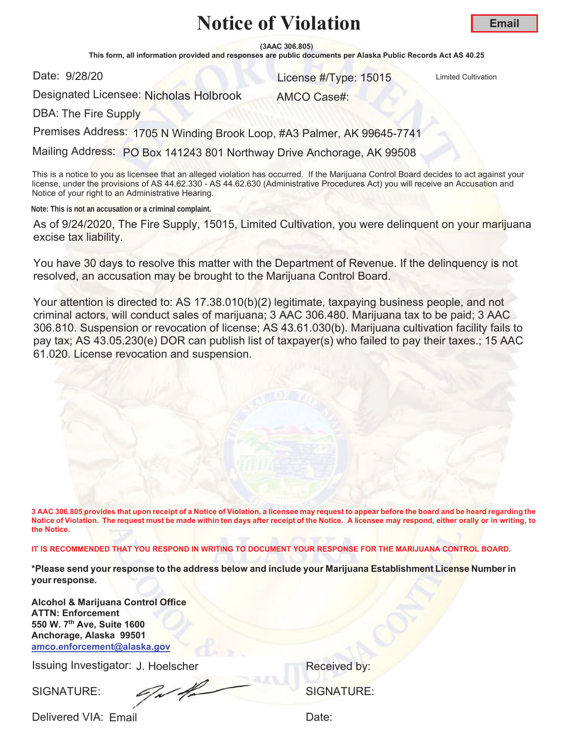# Notice of Violation

**Email**

**(3AAC 306.805)**

**This form, all information provided and responses are public documents per Alaska Public Records Act AS 40.25**

Date: 9/28/20

License #/Type: 15015 Limited Cultivation

Designated Licensee: Nicholas Holbrook

AMCO Case#:

DBA: The Fire Supply

Premises Address: 1705 N Winding Brook Loop, #A3 Palmer, AK 99645-7741

Mailing Address: PO Box 141243 801 Northway Drive Anchorage, AK 99508

This is a notice to you as licensee that an alleged violation has occurred. If the Marijuana Control Board decides to act against your license, under the provisions of AS 44.62.330 - AS 44.62.630 (Administrative Procedures Act) you will receive an Accusation and Notice of your right to an Administrative Hearing.

**Note: This is not an accusation or a criminal complaint.**

As of 9/24/2020, The Fire Supply, 15015, Limited Cultivation, you were delinquent on your marijuana excise tax liability.

You have 30 days to resolve this matter with the Department of Revenue. If the delinquency is not resolved, an accusation may be brought to the Marijuana Control Board.

Your attention is directed to: AS 17.38.010(b)(2) legitimate, taxpaying business people, and not criminal actors, will conduct sales of marijuana; 3 AAC 306.480. Marijuana tax to be paid; 3 AAC 306.810. Suspension or revocation of license; AS 43.61.030(b). Marijuana cultivation facility fails to pay tax; AS 43.05.230(e) DOR can publish list of taxpayer(s) who failed to pay their taxes.; 15 AAC 61.020. License revocation and suspension.

**3 AAC 306.805 provides that upon receipt of a Notice of Violation, a licensee may request to appear before the board and be heard regarding the Notice of Violation. The request must be made within ten days after receipt of the Notice. A licensee may respond, either orally or in writing, to the Notice.**

**IT IS RECOMMENDED THAT YOU RESPOND IN WRITING TO DOCUMENT YOUR RESPONSE FOR THE MARIJUANA CONTROL BOARD.**

**\*Please send your response to the address below and include your Marijuana Establishment License Number in your response.**

**Alcohol & Marijuana Control Office**
**ATTN: Enforcement**
**550 W. 7th Ave, Suite 1600**
**Anchorage, Alaska 99501**
**amco.enforcement@alaska.gov**

Issuing Investigator: J. Hoelscher

Received by:

SIGNATURE:

SIGNATURE:

Delivered VIA: Email

Date: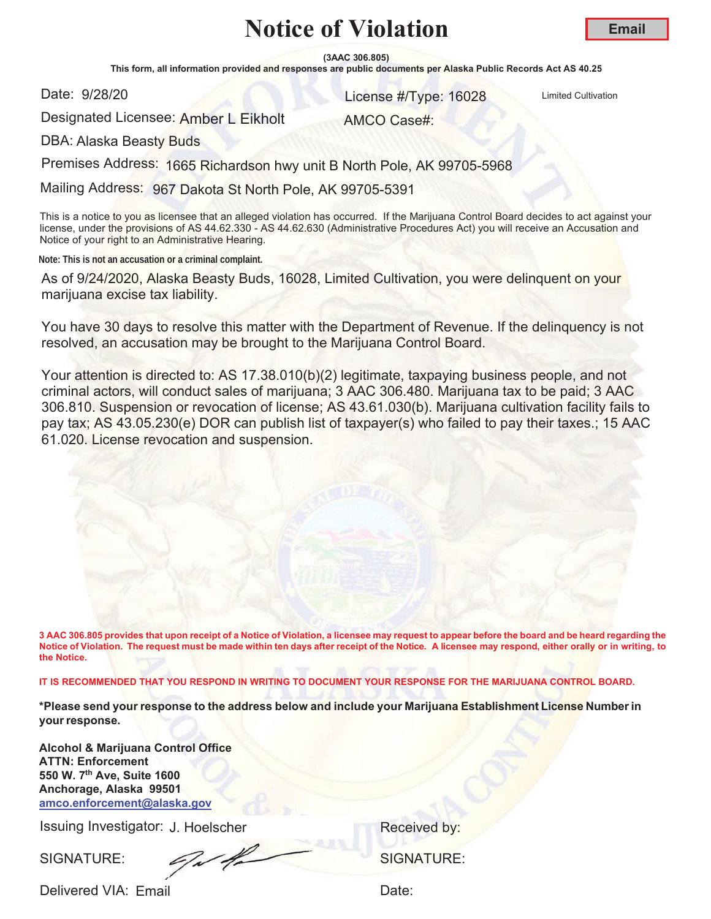# Notice of Violation

**Email**

**(3AAC 306.805)**

**This form, all information provided and responses are public documents per Alaska Public Records Act AS 40.25**

Date: 9/28/20

License #/Type: 16028 Limited Cultivation

Designated Licensee: Amber L Eikholt

AMCO Case#:

DBA: Alaska Beasty Buds

Premises Address: 1665 Richardson hwy unit B North Pole, AK 99705-5968

Mailing Address: 967 Dakota St North Pole, AK 99705-5391

This is a notice to you as licensee that an alleged violation has occurred. If the Marijuana Control Board decides to act against your license, under the provisions of AS 44.62.330 - AS 44.62.630 (Administrative Procedures Act) you will receive an Accusation and Notice of your right to an Administrative Hearing.

**Note: This is not an accusation or a criminal complaint.**

As of 9/24/2020, Alaska Beasty Buds, 16028, Limited Cultivation, you were delinquent on your marijuana excise tax liability.

You have 30 days to resolve this matter with the Department of Revenue. If the delinquency is not resolved, an accusation may be brought to the Marijuana Control Board.

Your attention is directed to: AS 17.38.010(b)(2) legitimate, taxpaying business people, and not criminal actors, will conduct sales of marijuana; 3 AAC 306.480. Marijuana tax to be paid; 3 AAC 306.810. Suspension or revocation of license; AS 43.61.030(b). Marijuana cultivation facility fails to pay tax; AS 43.05.230(e) DOR can publish list of taxpayer(s) who failed to pay their taxes.; 15 AAC 61.020. License revocation and suspension.

**3 AAC 306.805 provides that upon receipt of a Notice of Violation, a licensee may request to appear before the board and be heard regarding the Notice of Violation. The request must be made within ten days after receipt of the Notice. A licensee may respond, either orally or in writing, to the Notice.**

**IT IS RECOMMENDED THAT YOU RESPOND IN WRITING TO DOCUMENT YOUR RESPONSE FOR THE MARIJUANA CONTROL BOARD.**

**\*Please send your response to the address below and include your Marijuana Establishment License Number in your response.**

**Alcohol & Marijuana Control Office**
**ATTN: Enforcement**
**550 W. 7th Ave, Suite 1600**
**Anchorage, Alaska 99501**
**amco.enforcement@alaska.gov**

Issuing Investigator: J. Hoelscher

Received by:

SIGNATURE:

SIGNATURE:

Delivered VIA: Email

Date: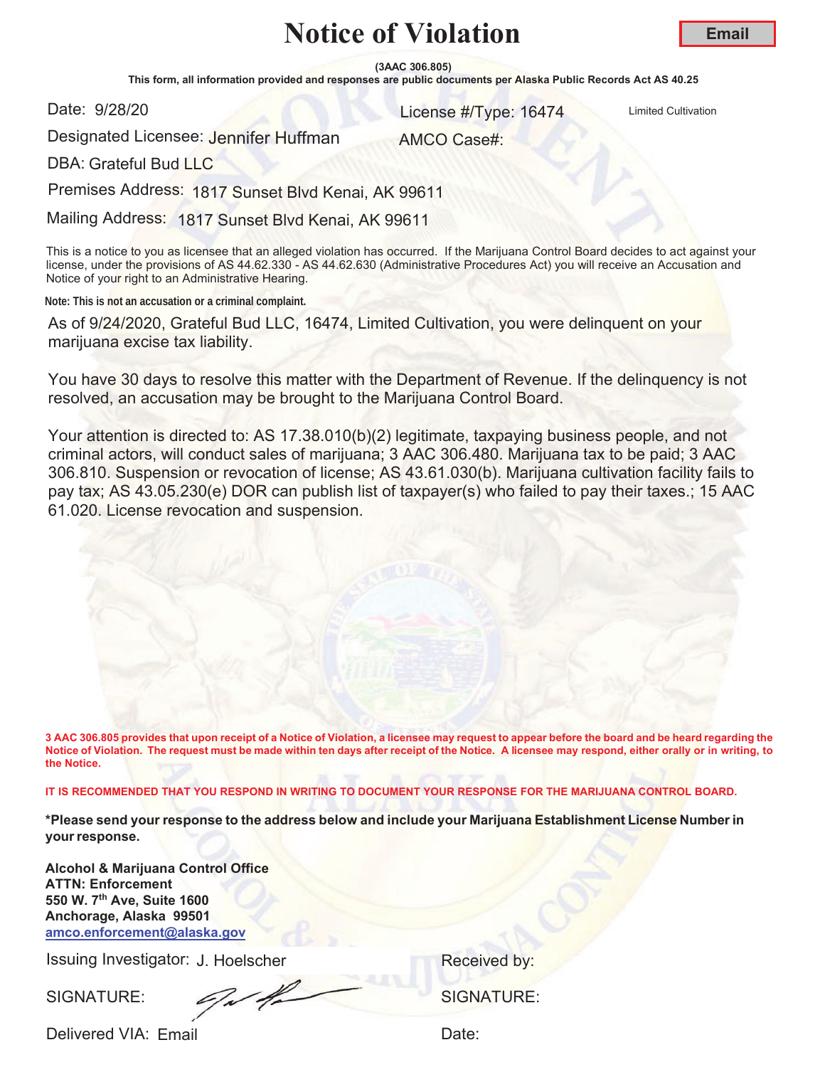# Notice of Violation

**Email**

**(3AAC 306.805)**

**This form, all information provided and responses are public documents per Alaska Public Records Act AS 40.25**

Date: 9/28/20

License #/Type: 16474 Limited Cultivation

Designated Licensee: Jennifer Huffman

AMCO Case#:

DBA: Grateful Bud LLC

Premises Address: 1817 Sunset Blvd Kenai, AK 99611

Mailing Address: 1817 Sunset Blvd Kenai, AK 99611

This is a notice to you as licensee that an alleged violation has occurred. If the Marijuana Control Board decides to act against your license, under the provisions of AS 44.62.330 - AS 44.62.630 (Administrative Procedures Act) you will receive an Accusation and Notice of your right to an Administrative Hearing.

**Note: This is not an accusation or a criminal complaint.**

As of 9/24/2020, Grateful Bud LLC, 16474, Limited Cultivation, you were delinquent on your marijuana excise tax liability.

You have 30 days to resolve this matter with the Department of Revenue. If the delinquency is not resolved, an accusation may be brought to the Marijuana Control Board.

Your attention is directed to: AS 17.38.010(b)(2) legitimate, taxpaying business people, and not criminal actors, will conduct sales of marijuana; 3 AAC 306.480. Marijuana tax to be paid; 3 AAC 306.810. Suspension or revocation of license; AS 43.61.030(b). Marijuana cultivation facility fails to pay tax; AS 43.05.230(e) DOR can publish list of taxpayer(s) who failed to pay their taxes.; 15 AAC 61.020. License revocation and suspension.

**3 AAC 306.805 provides that upon receipt of a Notice of Violation, a licensee may request to appear before the board and be heard regarding the Notice of Violation. The request must be made within ten days after receipt of the Notice. A licensee may respond, either orally or in writing, to the Notice.**

**IT IS RECOMMENDED THAT YOU RESPOND IN WRITING TO DOCUMENT YOUR RESPONSE FOR THE MARIJUANA CONTROL BOARD.**

**\*Please send your response to the address below and include your Marijuana Establishment License Number in your response.**

**Alcohol & Marijuana Control Office**
**ATTN: Enforcement**
**550 W. 7th Ave, Suite 1600**
**Anchorage, Alaska 99501**
**amco.enforcement@alaska.gov**

Issuing Investigator: J. Hoelscher

Received by:

SIGNATURE:

SIGNATURE:

Delivered VIA: Email

Date: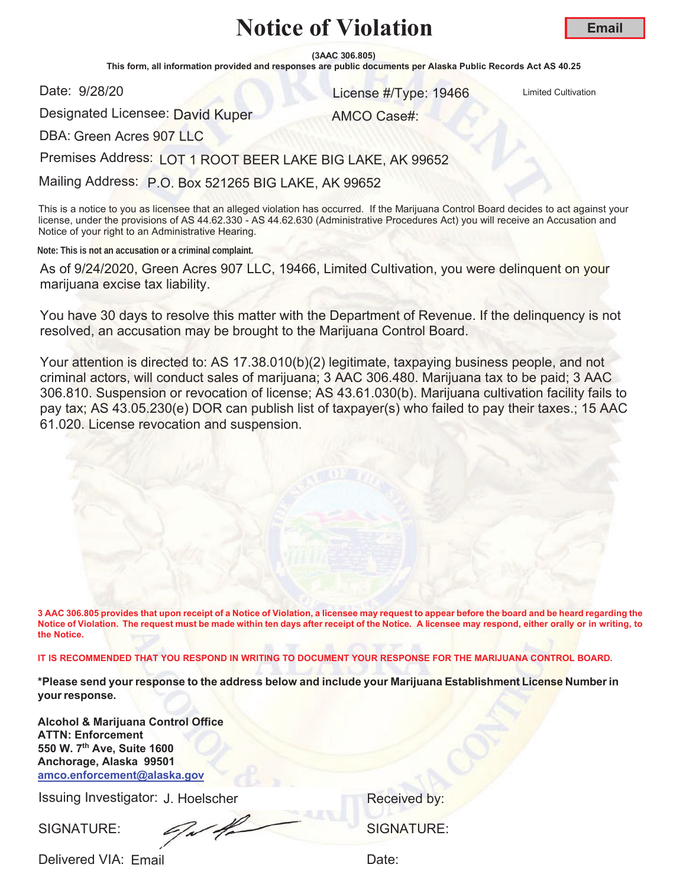# Notice of Violation

**Email**

**(3AAC 306.805)**

**This form, all information provided and responses are public documents per Alaska Public Records Act AS 40.25**

Date: 9/28/20

License #/Type: 19466 Limited Cultivation

Designated Licensee: David Kuper

AMCO Case#:

DBA: Green Acres 907 LLC

Premises Address: LOT 1 ROOT BEER LAKE BIG LAKE, AK 99652

Mailing Address: P.O. Box 521265 BIG LAKE, AK 99652

This is a notice to you as licensee that an alleged violation has occurred. If the Marijuana Control Board decides to act against your license, under the provisions of AS 44.62.330 - AS 44.62.630 (Administrative Procedures Act) you will receive an Accusation and Notice of your right to an Administrative Hearing.

**Note: This is not an accusation or a criminal complaint.**

As of 9/24/2020, Green Acres 907 LLC, 19466, Limited Cultivation, you were delinquent on your marijuana excise tax liability.

You have 30 days to resolve this matter with the Department of Revenue. If the delinquency is not resolved, an accusation may be brought to the Marijuana Control Board.

Your attention is directed to: AS 17.38.010(b)(2) legitimate, taxpaying business people, and not criminal actors, will conduct sales of marijuana; 3 AAC 306.480. Marijuana tax to be paid; 3 AAC 306.810. Suspension or revocation of license; AS 43.61.030(b). Marijuana cultivation facility fails to pay tax; AS 43.05.230(e) DOR can publish list of taxpayer(s) who failed to pay their taxes.; 15 AAC 61.020. License revocation and suspension.

**3 AAC 306.805 provides that upon receipt of a Notice of Violation, a licensee may request to appear before the board and be heard regarding the Notice of Violation. The request must be made within ten days after receipt of the Notice. A licensee may respond, either orally or in writing, to the Notice.**

**IT IS RECOMMENDED THAT YOU RESPOND IN WRITING TO DOCUMENT YOUR RESPONSE FOR THE MARIJUANA CONTROL BOARD.**

**\*Please send your response to the address below and include your Marijuana Establishment License Number in your response.**

**Alcohol & Marijuana Control Office**
**ATTN: Enforcement**
**550 W. 7th Ave, Suite 1600**
**Anchorage, Alaska 99501**
**amco.enforcement@alaska.gov**

Issuing Investigator: J. Hoelscher

Received by:

SIGNATURE:

SIGNATURE:

Delivered VIA: Email

Date: